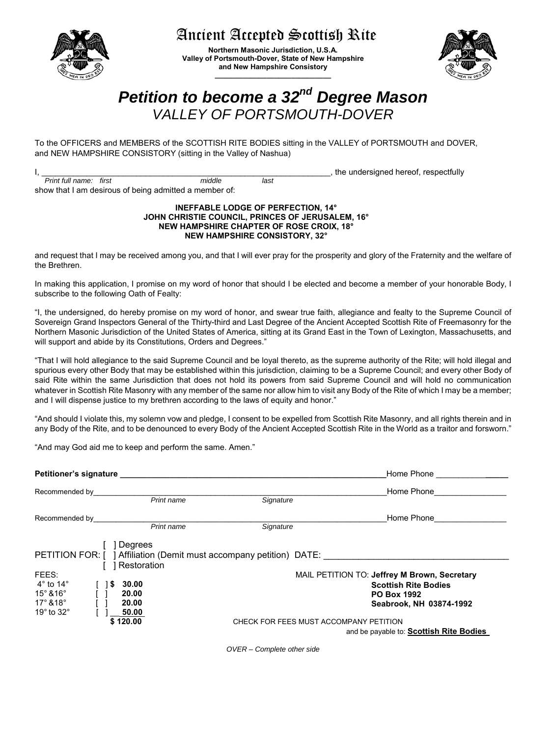# Ancient Accepted Scottish Rite

**Northern Masonic Jurisdiction, U.S.A.**
**Valley of Portsmouth-Dover, State of New Hampshire**
**and New Hampshire Consistory**

# *Petition to become a 32nd Degree Mason*

## *VALLEY OF PORTSMOUTH-DOVER*

To the OFFICERS and MEMBERS of the SCOTTISH RITE BODIES sitting in the VALLEY of PORTSMOUTH and DOVER, and NEW HAMPSHIRE CONSISTORY (sitting in the Valley of Nashua)

I, ________________________________________________________________, the undersigned hereof, respectfully
*Print full name: first middle last*

show that I am desirous of being admitted a member of:

**INEFFABLE LODGE OF PERFECTION, 14°**
**JOHN CHRISTIE COUNCIL, PRINCES OF JERUSALEM, 16°**
**NEW HAMPSHIRE CHAPTER OF ROSE CROIX, 18°**
**NEW HAMPSHIRE CONSISTORY, 32°**

and request that I may be received among you, and that I will ever pray for the prosperity and glory of the Fraternity and the welfare of the Brethren.

In making this application, I promise on my word of honor that should I be elected and become a member of your honorable Body, I subscribe to the following Oath of Fealty:

"I, the undersigned, do hereby promise on my word of honor, and swear true faith, allegiance and fealty to the Supreme Council of Sovereign Grand Inspectors General of the Thirty-third and Last Degree of the Ancient Accepted Scottish Rite of Freemasonry for the Northern Masonic Jurisdiction of the United States of America, sitting at its Grand East in the Town of Lexington, Massachusetts, and will support and abide by its Constitutions, Orders and Degrees."

"That I will hold allegiance to the said Supreme Council and be loyal thereto, as the supreme authority of the Rite; will hold illegal and spurious every other Body that may be established within this jurisdiction, claiming to be a Supreme Council; and every other Body of said Rite within the same Jurisdiction that does not hold its powers from said Supreme Council and will hold no communication whatever in Scottish Rite Masonry with any member of the same nor allow him to visit any Body of the Rite of which I may be a member; and I will dispense justice to my brethren according to the laws of equity and honor."

"And should I violate this, my solemn vow and pledge, I consent to be expelled from Scottish Rite Masonry, and all rights therein and in any Body of the Rite, and to be denounced to every Body of the Ancient Accepted Scottish Rite in the World as a traitor and forsworn."

"And may God aid me to keep and perform the same. Amen."

**Petitioner's signature** ________________________________________ Home Phone ______________

Recommended by________________________________________________ Home Phone________________
*Print name Signature*

Recommended by________________________________________________ Home Phone________________
*Print name Signature*

PETITION FOR:
[ ] Degrees
[ ] Affiliation (Demit must accompany petition) DATE: ______________________________
[ ] Restoration

FEES:

| | | |
|---|---|---|
| 4° to 14° | [ ] | $ 30.00 |
| 15° &16° | [ ] | 20.00 |
| 17° &18° | [ ] | 20.00 |
| 19° to 32° | [ ] | 50.00 |
| | | $ 120.00 |

MAIL PETITION TO: **Jeffrey M Brown, Secretary**
**Scottish Rite Bodies**
**PO Box 1992**
**Seabrook, NH 03874-1992**

CHECK FOR FEES MUST ACCOMPANY PETITION
and be payable to: **Scottish Rite Bodies**

*OVER – Complete other side*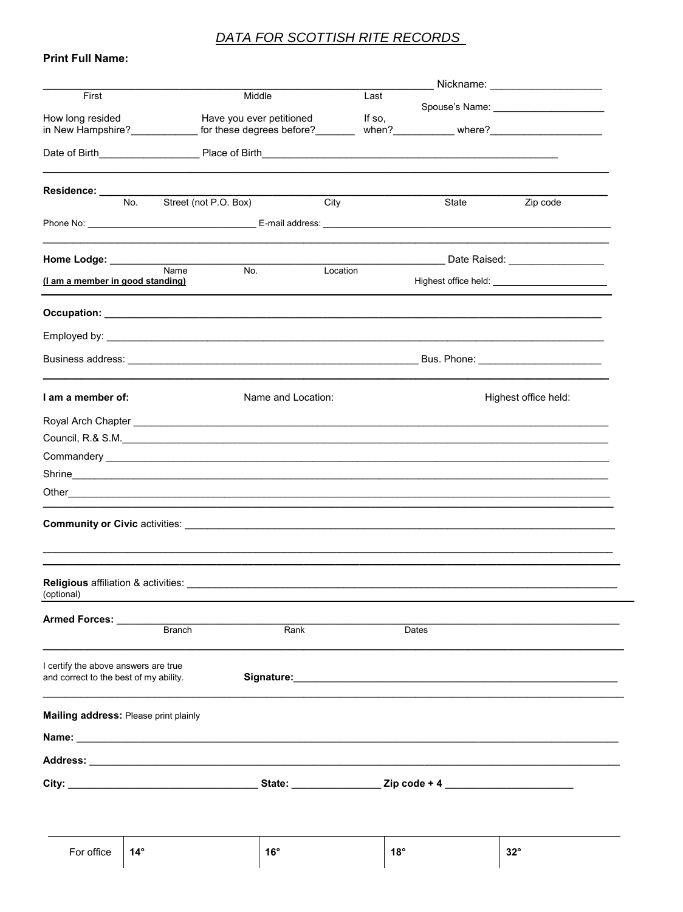# *DATA FOR SCOTTISH RITE RECORDS*

**Print Full Name:**

_______________________________________________ Nickname: ___________________

First Middle Last

Spouse's Name: _____________________

How long resided in New Hampshire?____________ Have you ever petitioned for these degrees before?_______ If so, when?___________ where?____________________

Date of Birth__________________ Place of Birth_____________________________________________________

**Residence:** _______________________________________________________________________

No. Street (not P.O. Box) City State Zip code

Phone No: _________________________________ E-mail address: ___________________________________________

**Home Lodge:** _____________________________________________ Date Raised: _________________

Name No. Location

**(I am a member in good standing)**

Highest office held: ______________________

**Occupation:** _______________________________________________________________________

Employed by: _______________________________________________________________________

Business address: _____________________________________________ Bus. Phone: _____________________

**I am a member of:** Name and Location: Highest office held:

Royal Arch Chapter _____________________________________________________________________

Council, R.& S.M.______________________________________________________________________

Commandery ___________________________________________________________________________

Shrine________________________________________________________________________________

Other_________________________________________________________________________________

**Community or Civic** activities: ________________________________________________________

_____________________________________________________________________________________

**Religious** affiliation & activities: ____________________________________________________

(optional)

**Armed Forces:** _____________________________________________________________________

Branch Rank Dates

I certify the above answers are true and correct to the best of my ability. **Signature:**_____________________________________________

**Mailing address:** Please print plainly

**Name:** _____________________________________________________________________________

**Address:** ___________________________________________________________________________

**City:** ______________________________ **State:** _______________ **Zip code + 4** _____________________

| For office | **14°** | **16°** | **18°** | **32°** |
|---|---|---|---|---|